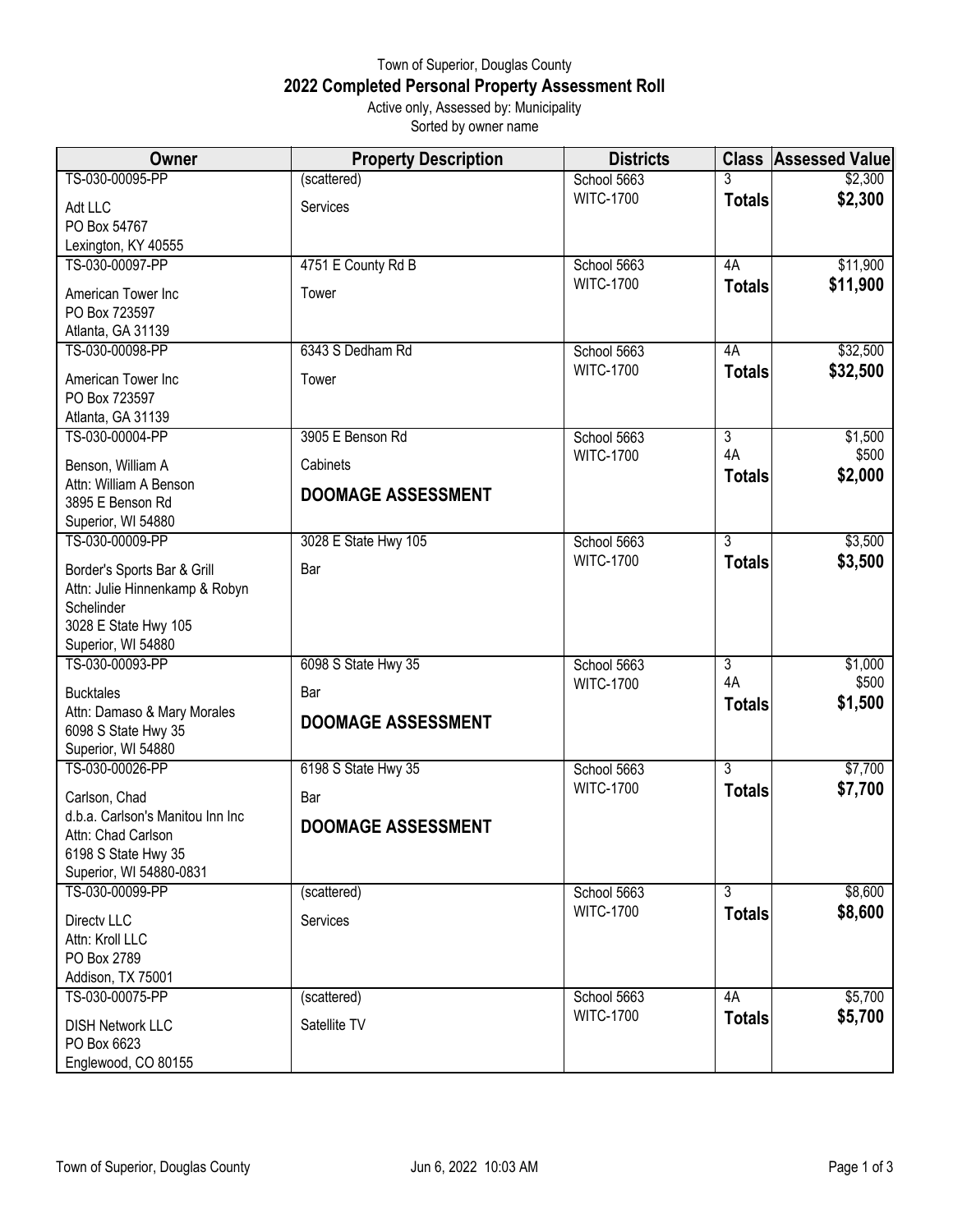Town of Superior, Douglas County

# 2022 Completed Personal Property Assessment Roll

Active only, Assessed by: Municipality

Sorted by owner name

| Owner | Property Description | Districts | Class | Assessed Value |
|---|---|---|---|---|
| TS-030-00095-PP<br>Adt LLC<br>PO Box 54767<br>Lexington, KY 40555 | (scattered)<br>Services | School 5663<br>WITC-1700 | 3<br>**Totals** | $2,300<br>**$2,300** |
| TS-030-00097-PP<br>American Tower Inc<br>PO Box 723597<br>Atlanta, GA 31139 | 4751 E County Rd B<br>Tower | School 5663<br>WITC-1700 | 4A<br>**Totals** | $11,900<br>**$11,900** |
| TS-030-00098-PP<br>American Tower Inc<br>PO Box 723597<br>Atlanta, GA 31139 | 6343 S Dedham Rd<br>Tower | School 5663<br>WITC-1700 | 4A<br>**Totals** | $32,500<br>**$32,500** |
| TS-030-00004-PP<br>Benson, William A<br>Attn: William A Benson<br>3895 E Benson Rd<br>Superior, WI 54880 | 3905 E Benson Rd<br>Cabinets<br>**DOOMAGE ASSESSMENT** | School 5663<br>WITC-1700 | 3<br>4A<br>**Totals** | $1,500<br>$500<br>**$2,000** |
| TS-030-00009-PP<br>Border's Sports Bar & Grill<br>Attn: Julie Hinnenkamp & Robyn Schelinder<br>3028 E State Hwy 105<br>Superior, WI 54880 | 3028 E State Hwy 105<br>Bar | School 5663<br>WITC-1700 | 3<br>**Totals** | $3,500<br>**$3,500** |
| TS-030-00093-PP<br>Bucktales<br>Attn: Damaso & Mary Morales<br>6098 S State Hwy 35<br>Superior, WI 54880 | 6098 S State Hwy 35<br>Bar<br>**DOOMAGE ASSESSMENT** | School 5663<br>WITC-1700 | 3<br>4A<br>**Totals** | $1,000<br>$500<br>**$1,500** |
| TS-030-00026-PP<br>Carlson, Chad<br>d.b.a. Carlson's Manitou Inn Inc<br>Attn: Chad Carlson<br>6198 S State Hwy 35<br>Superior, WI 54880-0831 | 6198 S State Hwy 35<br>Bar<br>**DOOMAGE ASSESSMENT** | School 5663<br>WITC-1700 | 3<br>**Totals** | $7,700<br>**$7,700** |
| TS-030-00099-PP<br>Directv LLC<br>Attn: Kroll LLC<br>PO Box 2789<br>Addison, TX 75001 | (scattered)<br>Services | School 5663<br>WITC-1700 | 3<br>**Totals** | $8,600<br>**$8,600** |
| TS-030-00075-PP<br>DISH Network LLC<br>PO Box 6623<br>Englewood, CO 80155 | (scattered)<br>Satellite TV | School 5663<br>WITC-1700 | 4A<br>**Totals** | $5,700<br>**$5,700** |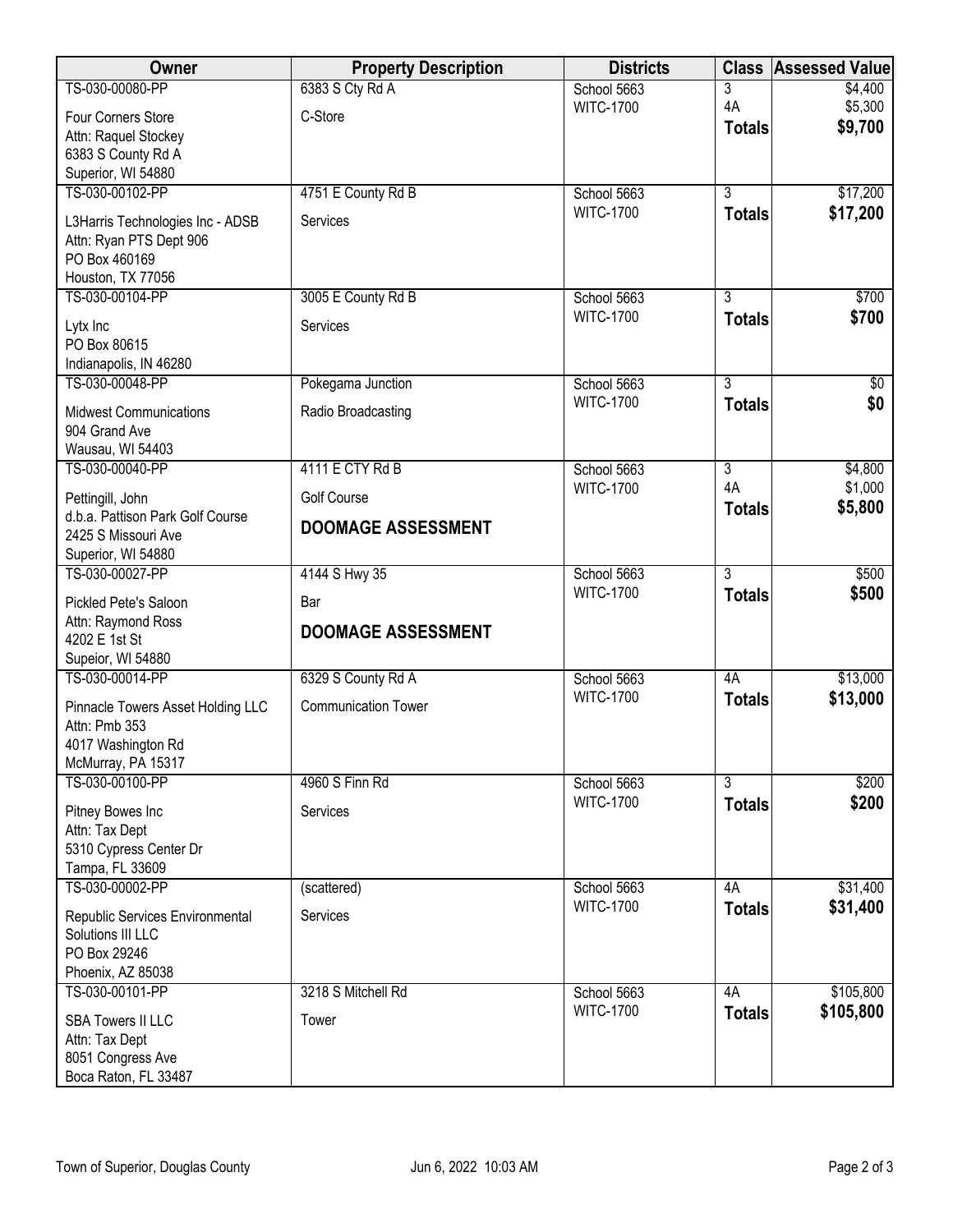| Owner | Property Description | Districts | Class | Assessed Value |
|---|---|---|---|---|
| TS-030-00080-PP<br>Four Corners Store<br>Attn: Raquel Stockey<br>6383 S County Rd A<br>Superior, WI 54880 | 6383 S Cty Rd A<br>C-Store | School 5663<br>WITC-1700 | 3<br>4A<br>**Totals** | $4,400<br>$5,300<br>**$9,700** |
| TS-030-00102-PP<br>L3Harris Technologies Inc - ADSB<br>Attn: Ryan PTS Dept 906<br>PO Box 460169<br>Houston, TX 77056 | 4751 E County Rd B<br>Services | School 5663<br>WITC-1700 | 3<br>**Totals** | $17,200<br>**$17,200** |
| TS-030-00104-PP<br>Lytx Inc<br>PO Box 80615<br>Indianapolis, IN 46280 | 3005 E County Rd B<br>Services | School 5663<br>WITC-1700 | 3<br>**Totals** | $700<br>**$700** |
| TS-030-00048-PP<br>Midwest Communications<br>904 Grand Ave<br>Wausau, WI 54403 | Pokegama Junction<br>Radio Broadcasting | School 5663<br>WITC-1700 | 3<br>**Totals** | $0<br>**$0** |
| TS-030-00040-PP<br>Pettingill, John<br>d.b.a. Pattison Park Golf Course<br>2425 S Missouri Ave<br>Superior, WI 54880 | 4111 E CTY Rd B<br>Golf Course<br>**DOOMAGE ASSESSMENT** | School 5663<br>WITC-1700 | 3<br>4A<br>**Totals** | $4,800<br>$1,000<br>**$5,800** |
| TS-030-00027-PP<br>Pickled Pete's Saloon<br>Attn: Raymond Ross<br>4202 E 1st St<br>Supeior, WI 54880 | 4144 S Hwy 35<br>Bar<br>**DOOMAGE ASSESSMENT** | School 5663<br>WITC-1700 | 3<br>**Totals** | $500<br>**$500** |
| TS-030-00014-PP<br>Pinnacle Towers Asset Holding LLC<br>Attn: Pmb 353<br>4017 Washington Rd<br>McMurray, PA 15317 | 6329 S County Rd A<br>Communication Tower | School 5663<br>WITC-1700 | 4A<br>**Totals** | $13,000<br>**$13,000** |
| TS-030-00100-PP<br>Pitney Bowes Inc<br>Attn: Tax Dept<br>5310 Cypress Center Dr<br>Tampa, FL 33609 | 4960 S Finn Rd<br>Services | School 5663<br>WITC-1700 | 3<br>**Totals** | $200<br>**$200** |
| TS-030-00002-PP<br>Republic Services Environmental Solutions III LLC<br>PO Box 29246<br>Phoenix, AZ 85038 | (scattered)<br>Services | School 5663<br>WITC-1700 | 4A<br>**Totals** | $31,400<br>**$31,400** |
| TS-030-00101-PP<br>SBA Towers II LLC<br>Attn: Tax Dept<br>8051 Congress Ave<br>Boca Raton, FL 33487 | 3218 S Mitchell Rd<br>Tower | School 5663<br>WITC-1700 | 4A<br>**Totals** | $105,800<br>**$105,800** |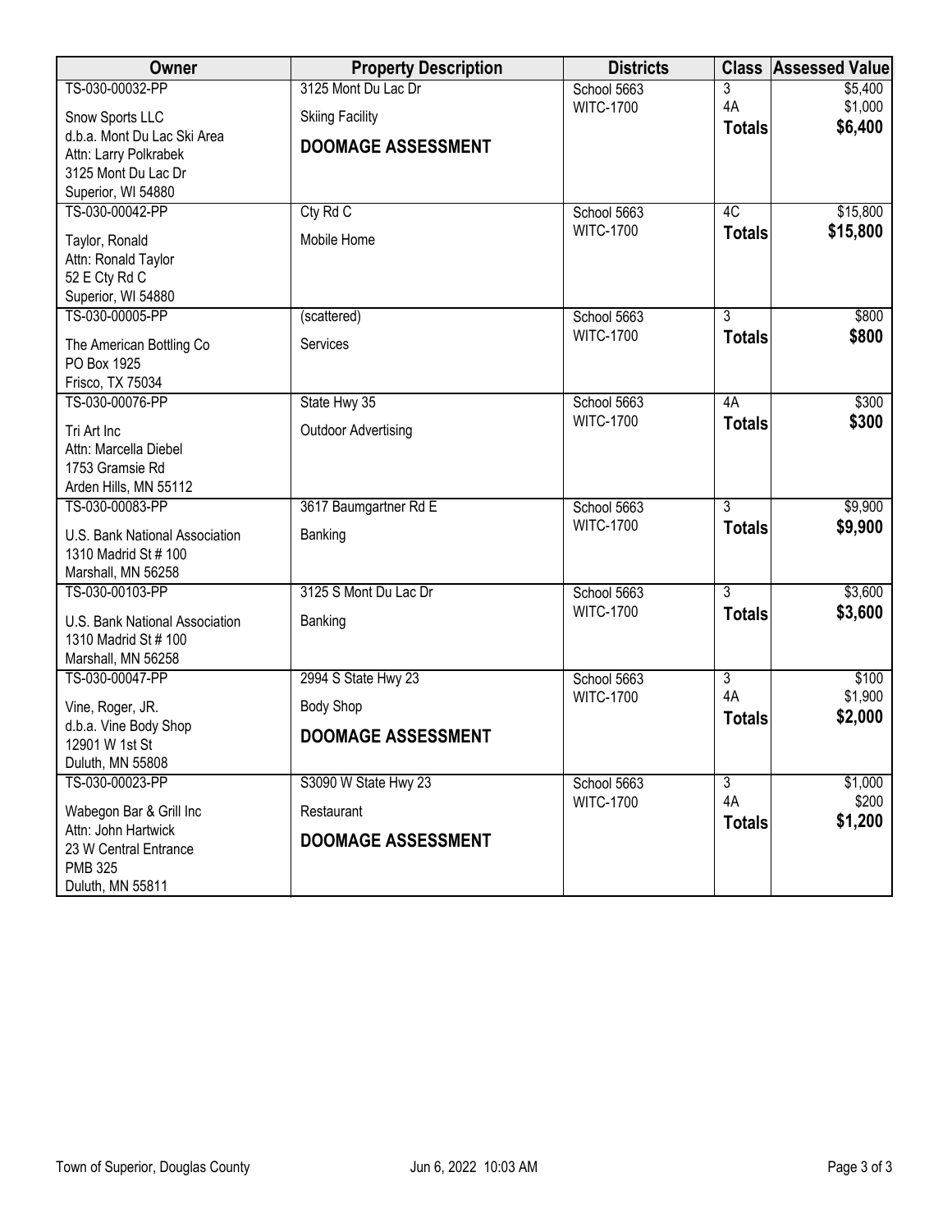| Owner | Property Description | Districts | Class | Assessed Value |
|---|---|---|---|---|
| TS-030-00032-PP<br>Snow Sports LLC<br>d.b.a. Mont Du Lac Ski Area<br>Attn: Larry Polkrabek<br>3125 Mont Du Lac Dr<br>Superior, WI 54880 | 3125 Mont Du Lac Dr<br>Skiing Facility<br>**DOOMAGE ASSESSMENT** | School 5663<br>WITC-1700 | 3<br>4A<br>**Totals** | $5,400<br>$1,000<br>**$6,400** |
| TS-030-00042-PP<br>Taylor, Ronald<br>Attn: Ronald Taylor<br>52 E Cty Rd C<br>Superior, WI 54880 | Cty Rd C<br>Mobile Home | School 5663<br>WITC-1700 | 4C<br>**Totals** | $15,800<br>**$15,800** |
| TS-030-00005-PP<br>The American Bottling Co<br>PO Box 1925<br>Frisco, TX 75034 | (scattered)<br>Services | School 5663<br>WITC-1700 | 3<br>**Totals** | $800<br>**$800** |
| TS-030-00076-PP<br>Tri Art Inc<br>Attn: Marcella Diebel<br>1753 Gramsie Rd<br>Arden Hills, MN 55112 | State Hwy 35<br>Outdoor Advertising | School 5663<br>WITC-1700 | 4A<br>**Totals** | $300<br>**$300** |
| TS-030-00083-PP<br>U.S. Bank National Association<br>1310 Madrid St # 100<br>Marshall, MN 56258 | 3617 Baumgartner Rd E<br>Banking | School 5663<br>WITC-1700 | 3<br>**Totals** | $9,900<br>**$9,900** |
| TS-030-00103-PP<br>U.S. Bank National Association<br>1310 Madrid St # 100<br>Marshall, MN 56258 | 3125 S Mont Du Lac Dr<br>Banking | School 5663<br>WITC-1700 | 3<br>**Totals** | $3,600<br>**$3,600** |
| TS-030-00047-PP<br>Vine, Roger, JR.<br>d.b.a. Vine Body Shop<br>12901 W 1st St<br>Duluth, MN 55808 | 2994 S State Hwy 23<br>Body Shop<br>**DOOMAGE ASSESSMENT** | School 5663<br>WITC-1700 | 3<br>4A<br>**Totals** | $100<br>$1,900<br>**$2,000** |
| TS-030-00023-PP<br>Wabegon Bar & Grill Inc<br>Attn: John Hartwick<br>23 W Central Entrance<br>PMB 325<br>Duluth, MN 55811 | S3090 W State Hwy 23<br>Restaurant<br>**DOOMAGE ASSESSMENT** | School 5663<br>WITC-1700 | 3<br>4A<br>**Totals** | $1,000<br>$200<br>**$1,200** |

Town of Superior, Douglas County Jun 6, 2022 10:03 AM